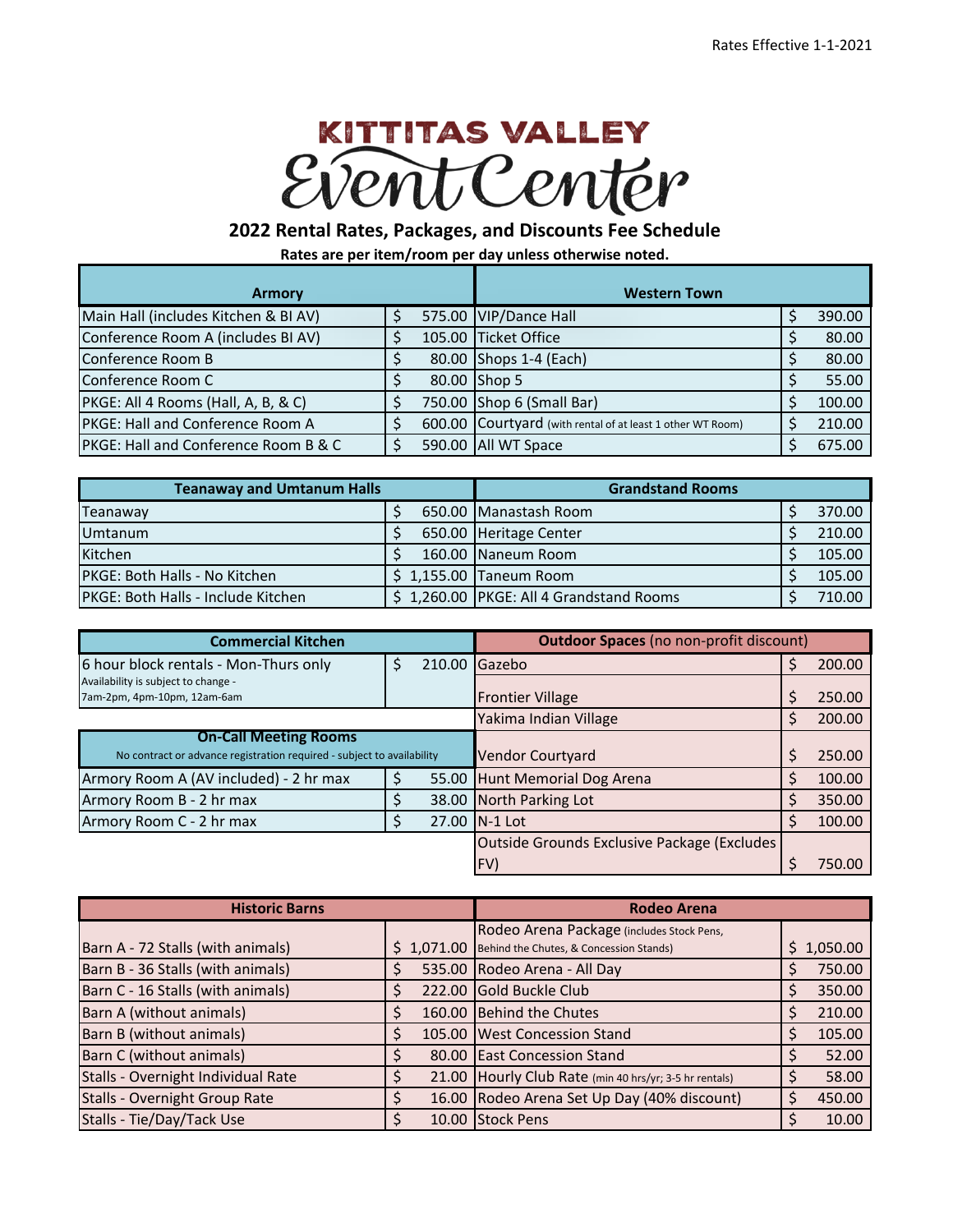Rates Effective 1-1-2021

# KITTITAS VALLEY Event Center

## 2022 Rental Rates, Packages, and Discounts Fee Schedule

**Rates are per item/room per day unless otherwise noted.**

| Armory | | Western Town | |
|---|---|---|---|
| Main Hall (includes Kitchen & BI AV) | $ 575.00 | VIP/Dance Hall | $ 390.00 |
| Conference Room A (includes BI AV) | $ 105.00 | Ticket Office | $ 80.00 |
| Conference Room B | $ 80.00 | Shops 1-4 (Each) | $ 80.00 |
| Conference Room C | $ 80.00 | Shop 5 | $ 55.00 |
| PKGE: All 4 Rooms (Hall, A, B, & C) | $ 750.00 | Shop 6 (Small Bar) | $ 100.00 |
| PKGE: Hall and Conference Room A | $ 600.00 | Courtyard (with rental of at least 1 other WT Room) | $ 210.00 |
| PKGE: Hall and Conference Room B & C | $ 590.00 | All WT Space | $ 675.00 |

| Teanaway and Umtanum Halls | | Grandstand Rooms | |
|---|---|---|---|
| Teanaway | $ 650.00 | Manastash Room | $ 370.00 |
| Umtanum | $ 650.00 | Heritage Center | $ 210.00 |
| Kitchen | $ 160.00 | Naneum Room | $ 105.00 |
| PKGE: Both Halls - No Kitchen | $ 1,155.00 | Taneum Room | $ 105.00 |
| PKGE: Both Halls - Include Kitchen | $ 1,260.00 | PKGE: All 4 Grandstand Rooms | $ 710.00 |

| Commercial Kitchen | | Outdoor Spaces (no non-profit discount) | |
|---|---|---|---|
| 6 hour block rentals - Mon-Thurs only<br>Availability is subject to change - 7am-2pm, 4pm-10pm, 12am-6am | $ 210.00 | Gazebo | $ 200.00 |
| | | Frontier Village | $ 250.00 |
| | | Yakima Indian Village | $ 200.00 |
| **On-Call Meeting Rooms**<br>No contract or advance registration required - subject to availability | | Vendor Courtyard | $ 250.00 |
| Armory Room A (AV included) - 2 hr max | $ 55.00 | Hunt Memorial Dog Arena | $ 100.00 |
| Armory Room B - 2 hr max | $ 38.00 | North Parking Lot | $ 350.00 |
| Armory Room C - 2 hr max | $ 27.00 | N-1 Lot | $ 100.00 |
| | | Outside Grounds Exclusive Package (Excludes FV) | $ 750.00 |

| Historic Barns | | Rodeo Arena | |
|---|---|---|---|
| Barn A - 72 Stalls (with animals) | $ 1,071.00 | Rodeo Arena Package (includes Stock Pens, Behind the Chutes, & Concession Stands) | $ 1,050.00 |
| Barn B - 36 Stalls (with animals) | $ 535.00 | Rodeo Arena - All Day | $ 750.00 |
| Barn C - 16 Stalls (with animals) | $ 222.00 | Gold Buckle Club | $ 350.00 |
| Barn A (without animals) | $ 160.00 | Behind the Chutes | $ 210.00 |
| Barn B (without animals) | $ 105.00 | West Concession Stand | $ 105.00 |
| Barn C (without animals) | $ 80.00 | East Concession Stand | $ 52.00 |
| Stalls - Overnight Individual Rate | $ 21.00 | Hourly Club Rate (min 40 hrs/yr; 3-5 hr rentals) | $ 58.00 |
| Stalls - Overnight Group Rate | $ 16.00 | Rodeo Arena Set Up Day (40% discount) | $ 450.00 |
| Stalls - Tie/Day/Tack Use | $ 10.00 | Stock Pens | $ 10.00 |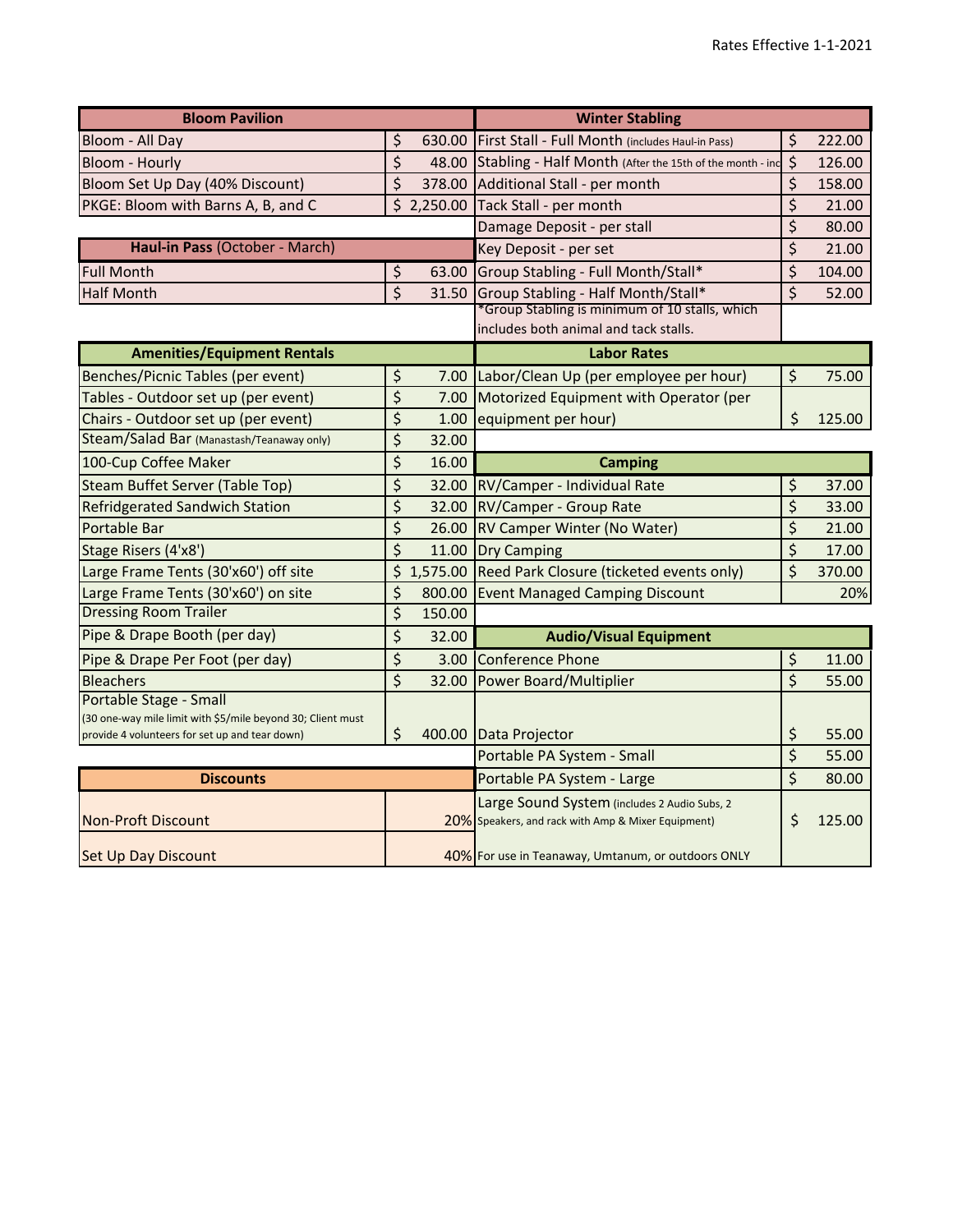Rates Effective 1-1-2021

| Bloom Pavilion | |
|---|---|
| Bloom - All Day | $ 630.00 |
| Bloom - Hourly | $ 48.00 |
| Bloom Set Up Day (40% Discount) | $ 378.00 |
| PKGE: Bloom with Barns A, B, and C | $ 2,250.00 |

| Haul-in Pass (October - March) | |
|---|---|
| Full Month | $ 63.00 |
| Half Month | $ 31.50 |

| Amenities/Equipment Rentals | |
|---|---|
| Benches/Picnic Tables (per event) | $ 7.00 |
| Tables - Outdoor set up (per event) | $ 7.00 |
| Chairs - Outdoor set up (per event) | $ 1.00 |
| Steam/Salad Bar (Manastash/Teanaway only) | $ 32.00 |
| 100-Cup Coffee Maker | $ 16.00 |
| Steam Buffet Server (Table Top) | $ 32.00 |
| Refridgerated Sandwich Station | $ 32.00 |
| Portable Bar | $ 26.00 |
| Stage Risers (4'x8') | $ 11.00 |
| Large Frame Tents (30'x60') off site | $ 1,575.00 |
| Large Frame Tents (30'x60') on site | $ 800.00 |
| Dressing Room Trailer | $ 150.00 |
| Pipe & Drape Booth (per day) | $ 32.00 |
| Pipe & Drape Per Foot (per day) | $ 3.00 |
| Bleachers | $ 32.00 |
| Portable Stage - Small (30 one-way mile limit with $5/mile beyond 30; Client must provide 4 volunteers for set up and tear down) | $ 400.00 |

| Discounts | |
|---|---|
| Non-Proft Discount | 20% |
| Set Up Day Discount | 40% |

| Winter Stabling | |
|---|---|
| First Stall - Full Month (includes Haul-in Pass) | $ 222.00 |
| Stabling - Half Month (After the 15th of the month - inc | $ 126.00 |
| Additional Stall - per month | $ 158.00 |
| Tack Stall - per month | $ 21.00 |
| Damage Deposit - per stall | $ 80.00 |
| Key Deposit - per set | $ 21.00 |
| Group Stabling - Full Month/Stall* | $ 104.00 |
| Group Stabling - Half Month/Stall* | $ 52.00 |
| *Group Stabling is minimum of 10 stalls, which includes both animal and tack stalls. | |

| Labor Rates | |
|---|---|
| Labor/Clean Up (per employee per hour) | $ 75.00 |
| Motorized Equipment with Operator (per equipment per hour) | $ 125.00 |

| Camping | |
|---|---|
| RV/Camper - Individual Rate | $ 37.00 |
| RV/Camper - Group Rate | $ 33.00 |
| RV Camper Winter (No Water) | $ 21.00 |
| Dry Camping | $ 17.00 |
| Reed Park Closure (ticketed events only) | $ 370.00 |
| Event Managed Camping Discount | 20% |

| Audio/Visual Equipment | |
|---|---|
| Conference Phone | $ 11.00 |
| Power Board/Multiplier | $ 55.00 |
| Data Projector | $ 55.00 |
| Portable PA System - Small | $ 55.00 |
| Portable PA System - Large | $ 80.00 |
| Large Sound System (includes 2 Audio Subs, 2 Speakers, and rack with Amp & Mixer Equipment) For use in Teanaway, Umtanum, or outdoors ONLY | $ 125.00 |